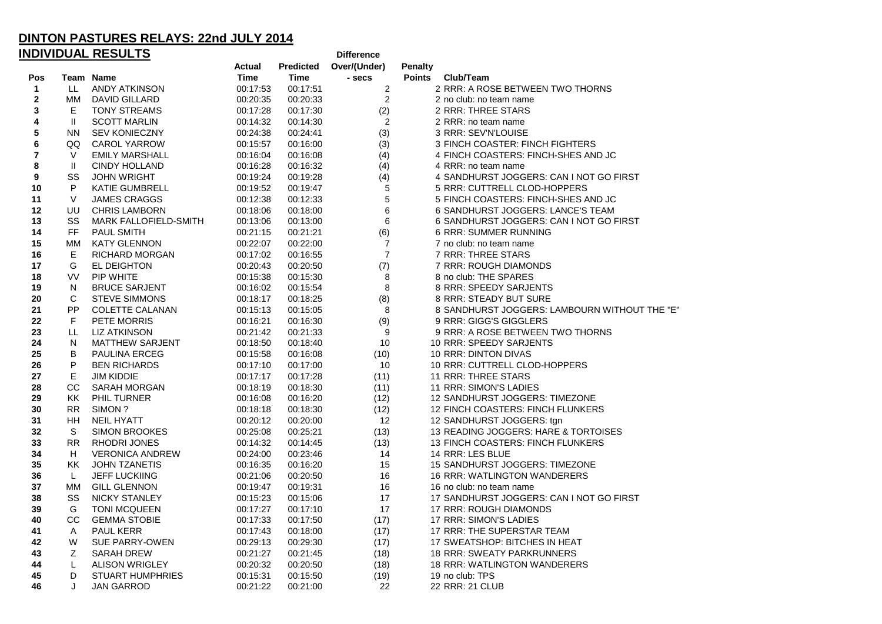# DINTON PASTURES RELAYS: 22nd JULY 2014

## INDIVIDUAL RESULTS

| Pos | Team | Name | Actual Time | Predicted Time | Difference Over/(Under) - secs | Penalty Points | Club/Team |
|---|---|---|---|---|---|---|---|
| 1 | LL | ANDY ATKINSON | 00:17:53 | 00:17:51 | 2 | 2 | RRR: A ROSE BETWEEN TWO THORNS |
| 2 | MM | DAVID GILLARD | 00:20:35 | 00:20:33 | 2 | 2 | no club: no team name |
| 3 | E | TONY STREAMS | 00:17:28 | 00:17:30 | (2) | 2 | RRR: THREE STARS |
| 4 | II | SCOTT MARLIN | 00:14:32 | 00:14:30 | 2 | 2 | RRR: no team name |
| 5 | NN | SEV KONIECZNY | 00:24:38 | 00:24:41 | (3) | 3 | RRR: SEV'N'LOUISE |
| 6 | QQ | CAROL YARROW | 00:15:57 | 00:16:00 | (3) | 3 | FINCH COASTER: FINCH FIGHTERS |
| 7 | V | EMILY MARSHALL | 00:16:04 | 00:16:08 | (4) | 4 | FINCH COASTERS: FINCH-SHES AND JC |
| 8 | II | CINDY HOLLAND | 00:16:28 | 00:16:32 | (4) | 4 | RRR: no team name |
| 9 | SS | JOHN WRIGHT | 00:19:24 | 00:19:28 | (4) | 4 | SANDHURST JOGGERS: CAN I NOT GO FIRST |
| 10 | P | KATIE GUMBRELL | 00:19:52 | 00:19:47 | 5 | 5 | RRR: CUTTRELL CLOD-HOPPERS |
| 11 | V | JAMES CRAGGS | 00:12:38 | 00:12:33 | 5 | 5 | FINCH COASTERS: FINCH-SHES AND JC |
| 12 | UU | CHRIS LAMBORN | 00:18:06 | 00:18:00 | 6 | 6 | SANDHURST JOGGERS: LANCE'S TEAM |
| 13 | SS | MARK FALLOFIELD-SMITH | 00:13:06 | 00:13:00 | 6 | 6 | SANDHURST JOGGERS: CAN I NOT GO FIRST |
| 14 | FF | PAUL SMITH | 00:21:15 | 00:21:21 | (6) | 6 | RRR: SUMMER RUNNING |
| 15 | MM | KATY GLENNON | 00:22:07 | 00:22:00 | 7 | 7 | no club: no team name |
| 16 | E | RICHARD MORGAN | 00:17:02 | 00:16:55 | 7 | 7 | RRR: THREE STARS |
| 17 | G | EL DEIGHTON | 00:20:43 | 00:20:50 | (7) | 7 | RRR: ROUGH DIAMONDS |
| 18 | VV | PIP WHITE | 00:15:38 | 00:15:30 | 8 | 8 | no club: THE SPARES |
| 19 | N | BRUCE SARJENT | 00:16:02 | 00:15:54 | 8 | 8 | RRR: SPEEDY SARJENTS |
| 20 | C | STEVE SIMMONS | 00:18:17 | 00:18:25 | (8) | 8 | RRR: STEADY BUT SURE |
| 21 | PP | COLETTE CALANAN | 00:15:13 | 00:15:05 | 8 | 8 | SANDHURST JOGGERS: LAMBOURN WITHOUT THE "E" |
| 22 | F | PETE MORRIS | 00:16:21 | 00:16:30 | (9) | 9 | RRR: GIGG'S GIGGLERS |
| 23 | LL | LIZ ATKINSON | 00:21:42 | 00:21:33 | 9 | 9 | RRR: A ROSE BETWEEN TWO THORNS |
| 24 | N | MATTHEW SARJENT | 00:18:50 | 00:18:40 | 10 | 10 | RRR: SPEEDY SARJENTS |
| 25 | B | PAULINA ERCEG | 00:15:58 | 00:16:08 | (10) | 10 | RRR: DINTON DIVAS |
| 26 | P | BEN RICHARDS | 00:17:10 | 00:17:00 | 10 | 10 | RRR: CUTTRELL CLOD-HOPPERS |
| 27 | E | JIM KIDDIE | 00:17:17 | 00:17:28 | (11) | 11 | RRR: THREE STARS |
| 28 | CC | SARAH MORGAN | 00:18:19 | 00:18:30 | (11) | 11 | RRR: SIMON'S LADIES |
| 29 | KK | PHIL TURNER | 00:16:08 | 00:16:20 | (12) | 12 | SANDHURST JOGGERS: TIMEZONE |
| 30 | RR | SIMON ? | 00:18:18 | 00:18:30 | (12) | 12 | FINCH COASTERS: FINCH FLUNKERS |
| 31 | HH | NEIL HYATT | 00:20:12 | 00:20:00 | 12 | 12 | SANDHURST JOGGERS: tgn |
| 32 | S | SIMON BROOKES | 00:25:08 | 00:25:21 | (13) | 13 | READING JOGGERS: HARE & TORTOISES |
| 33 | RR | RHODRI JONES | 00:14:32 | 00:14:45 | (13) | 13 | FINCH COASTERS: FINCH FLUNKERS |
| 34 | H | VERONICA ANDREW | 00:24:00 | 00:23:46 | 14 | 14 | RRR: LES BLUE |
| 35 | KK | JOHN TZANETIS | 00:16:35 | 00:16:20 | 15 | 15 | SANDHURST JOGGERS: TIMEZONE |
| 36 | L | JEFF LUCKIING | 00:21:06 | 00:20:50 | 16 | 16 | RRR: WATLINGTON WANDERERS |
| 37 | MM | GILL GLENNON | 00:19:47 | 00:19:31 | 16 | 16 | no club: no team name |
| 38 | SS | NICKY STANLEY | 00:15:23 | 00:15:06 | 17 | 17 | SANDHURST JOGGERS: CAN I NOT GO FIRST |
| 39 | G | TONI MCQUEEN | 00:17:27 | 00:17:10 | 17 | 17 | RRR: ROUGH DIAMONDS |
| 40 | CC | GEMMA STOBIE | 00:17:33 | 00:17:50 | (17) | 17 | RRR: SIMON'S LADIES |
| 41 | A | PAUL KERR | 00:17:43 | 00:18:00 | (17) | 17 | RRR: THE SUPERSTAR TEAM |
| 42 | W | SUE PARRY-OWEN | 00:29:13 | 00:29:30 | (17) | 17 | SWEATSHOP: BITCHES IN HEAT |
| 43 | Z | SARAH DREW | 00:21:27 | 00:21:45 | (18) | 18 | RRR: SWEATY PARKRUNNERS |
| 44 | L | ALISON WRIGLEY | 00:20:32 | 00:20:50 | (18) | 18 | RRR: WATLINGTON WANDERERS |
| 45 | D | STUART HUMPHRIES | 00:15:31 | 00:15:50 | (19) | 19 | no club: TPS |
| 46 | J | JAN GARROD | 00:21:22 | 00:21:00 | 22 | 22 | RRR: 21 CLUB |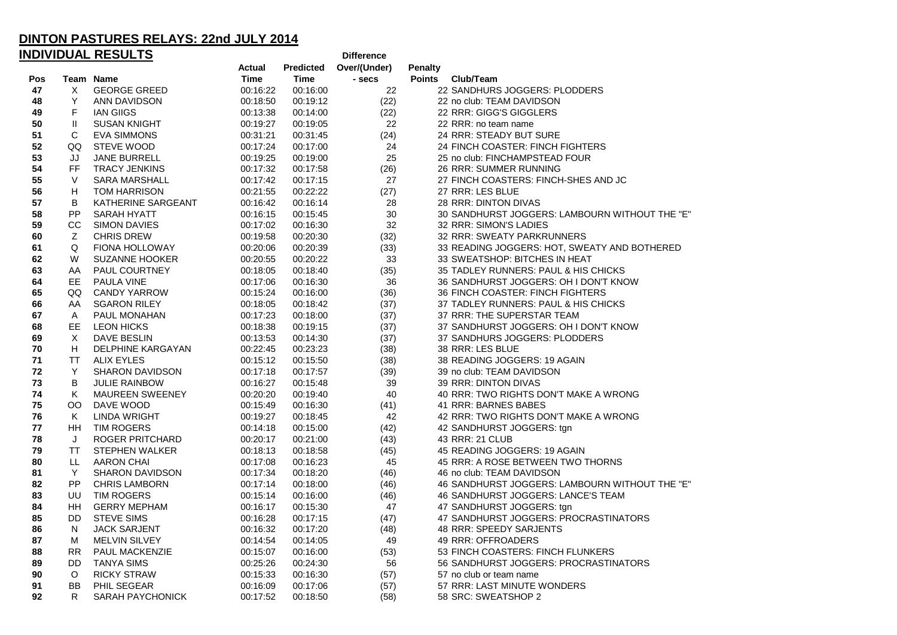## DINTON PASTURES RELAYS: 22nd JULY 2014

## INDIVIDUAL RESULTS

| Pos | Team | Name | Actual Time | Predicted Time | Difference Over/(Under) - secs | Penalty Points | Club/Team |
|---|---|---|---|---|---|---|---|
| 47 | X | GEORGE GREED | 00:16:22 | 00:16:00 | 22 | 22 | SANDHURS JOGGERS: PLODDERS |
| 48 | Y | ANN DAVIDSON | 00:18:50 | 00:19:12 | (22) | 22 | no club: TEAM DAVIDSON |
| 49 | F | IAN GIIGS | 00:13:38 | 00:14:00 | (22) | 22 | RRR: GIGG'S GIGGLERS |
| 50 | II | SUSAN KNIGHT | 00:19:27 | 00:19:05 | 22 | 22 | RRR: no team name |
| 51 | C | EVA SIMMONS | 00:31:21 | 00:31:45 | (24) | 24 | RRR: STEADY BUT SURE |
| 52 | QQ | STEVE WOOD | 00:17:24 | 00:17:00 | 24 | 24 | FINCH COASTER: FINCH FIGHTERS |
| 53 | JJ | JANE BURRELL | 00:19:25 | 00:19:00 | 25 | 25 | no club: FINCHAMPSTEAD FOUR |
| 54 | FF | TRACY JENKINS | 00:17:32 | 00:17:58 | (26) | 26 | RRR: SUMMER RUNNING |
| 55 | V | SARA MARSHALL | 00:17:42 | 00:17:15 | 27 | 27 | FINCH COASTERS: FINCH-SHES AND JC |
| 56 | H | TOM HARRISON | 00:21:55 | 00:22:22 | (27) | 27 | RRR: LES BLUE |
| 57 | B | KATHERINE SARGEANT | 00:16:42 | 00:16:14 | 28 | 28 | RRR: DINTON DIVAS |
| 58 | PP | SARAH HYATT | 00:16:15 | 00:15:45 | 30 | 30 | SANDHURST JOGGERS: LAMBOURN WITHOUT THE "E" |
| 59 | CC | SIMON DAVIES | 00:17:02 | 00:16:30 | 32 | 32 | RRR: SIMON'S LADIES |
| 60 | Z | CHRIS DREW | 00:19:58 | 00:20:30 | (32) | 32 | RRR: SWEATY PARKRUNNERS |
| 61 | Q | FIONA HOLLOWAY | 00:20:06 | 00:20:39 | (33) | 33 | READING JOGGERS: HOT, SWEATY AND BOTHERED |
| 62 | W | SUZANNE HOOKER | 00:20:55 | 00:20:22 | 33 | 33 | SWEATSHOP: BITCHES IN HEAT |
| 63 | AA | PAUL COURTNEY | 00:18:05 | 00:18:40 | (35) | 35 | TADLEY RUNNERS: PAUL & HIS CHICKS |
| 64 | EE | PAULA VINE | 00:17:06 | 00:16:30 | 36 | 36 | SANDHURST JOGGERS: OH I DON'T KNOW |
| 65 | QQ | CANDY YARROW | 00:15:24 | 00:16:00 | (36) | 36 | FINCH COASTER: FINCH FIGHTERS |
| 66 | AA | SGARON RILEY | 00:18:05 | 00:18:42 | (37) | 37 | TADLEY RUNNERS: PAUL & HIS CHICKS |
| 67 | A | PAUL MONAHAN | 00:17:23 | 00:18:00 | (37) | 37 | RRR: THE SUPERSTAR TEAM |
| 68 | EE | LEON HICKS | 00:18:38 | 00:19:15 | (37) | 37 | SANDHURST JOGGERS: OH I DON'T KNOW |
| 69 | X | DAVE BESLIN | 00:13:53 | 00:14:30 | (37) | 37 | SANDHURS JOGGERS: PLODDERS |
| 70 | H | DELPHINE KARGAYAN | 00:22:45 | 00:23:23 | (38) | 38 | RRR: LES BLUE |
| 71 | TT | ALIX EYLES | 00:15:12 | 00:15:50 | (38) | 38 | READING JOGGERS: 19 AGAIN |
| 72 | Y | SHARON DAVIDSON | 00:17:18 | 00:17:57 | (39) | 39 | no club: TEAM DAVIDSON |
| 73 | B | JULIE RAINBOW | 00:16:27 | 00:15:48 | 39 | 39 | RRR: DINTON DIVAS |
| 74 | K | MAUREEN SWEENEY | 00:20:20 | 00:19:40 | 40 | 40 | RRR: TWO RIGHTS DON'T MAKE A WRONG |
| 75 | OO | DAVE WOOD | 00:15:49 | 00:16:30 | (41) | 41 | RRR: BARNES BABES |
| 76 | K | LINDA WRIGHT | 00:19:27 | 00:18:45 | 42 | 42 | RRR: TWO RIGHTS DON'T MAKE A WRONG |
| 77 | HH | TIM ROGERS | 00:14:18 | 00:15:00 | (42) | 42 | SANDHURST JOGGERS: tgn |
| 78 | J | ROGER PRITCHARD | 00:20:17 | 00:21:00 | (43) | 43 | RRR: 21 CLUB |
| 79 | TT | STEPHEN WALKER | 00:18:13 | 00:18:58 | (45) | 45 | READING JOGGERS: 19 AGAIN |
| 80 | LL | AARON CHAI | 00:17:08 | 00:16:23 | 45 | 45 | RRR: A ROSE BETWEEN TWO THORNS |
| 81 | Y | SHARON DAVIDSON | 00:17:34 | 00:18:20 | (46) | 46 | no club: TEAM DAVIDSON |
| 82 | PP | CHRIS LAMBORN | 00:17:14 | 00:18:00 | (46) | 46 | SANDHURST JOGGERS: LAMBOURN WITHOUT THE "E" |
| 83 | UU | TIM ROGERS | 00:15:14 | 00:16:00 | (46) | 46 | SANDHURST JOGGERS: LANCE'S TEAM |
| 84 | HH | GERRY MEPHAM | 00:16:17 | 00:15:30 | 47 | 47 | SANDHURST JOGGERS: tgn |
| 85 | DD | STEVE SIMS | 00:16:28 | 00:17:15 | (47) | 47 | SANDHURST JOGGERS: PROCRASTINATORS |
| 86 | N | JACK SARJENT | 00:16:32 | 00:17:20 | (48) | 48 | RRR: SPEEDY SARJENTS |
| 87 | M | MELVIN SILVEY | 00:14:54 | 00:14:05 | 49 | 49 | RRR: OFFROADERS |
| 88 | RR | PAUL MACKENZIE | 00:15:07 | 00:16:00 | (53) | 53 | FINCH COASTERS: FINCH FLUNKERS |
| 89 | DD | TANYA SIMS | 00:25:26 | 00:24:30 | 56 | 56 | SANDHURST JOGGERS: PROCRASTINATORS |
| 90 | O | RICKY STRAW | 00:15:33 | 00:16:30 | (57) | 57 | no club or team name |
| 91 | BB | PHIL SEGEAR | 00:16:09 | 00:17:06 | (57) | 57 | RRR: LAST MINUTE WONDERS |
| 92 | R | SARAH PAYCHONICK | 00:17:52 | 00:18:50 | (58) | 58 | SRC: SWEATSHOP 2 |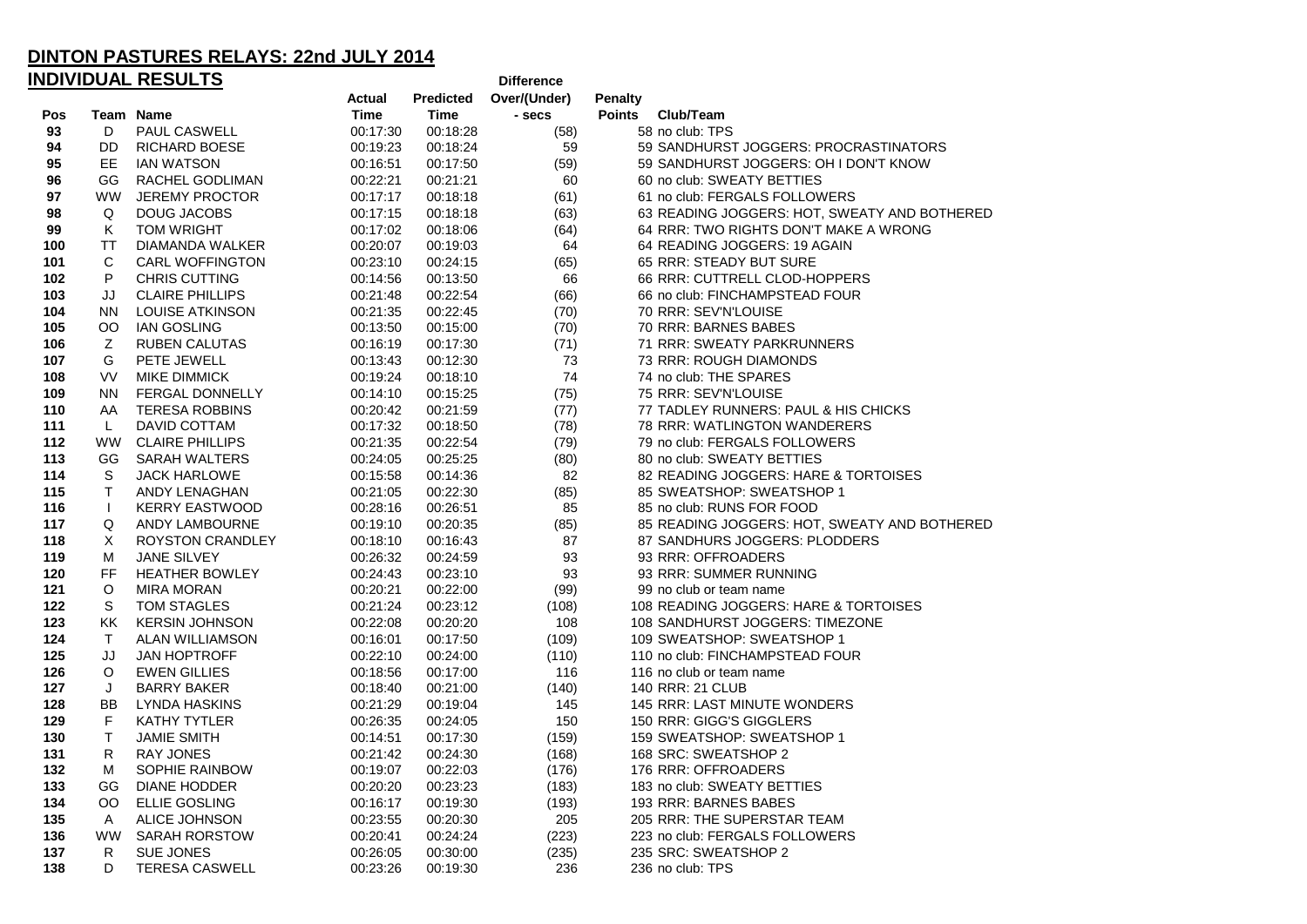# DINTON PASTURES RELAYS: 22nd JULY 2014

## INDIVIDUAL RESULTS

| Pos | Team | Name | Actual Time | Predicted Time | Difference Over/(Under) - secs | Penalty Points | Club/Team |
|---|---|---|---|---|---|---|---|
| 93 | D | PAUL CASWELL | 00:17:30 | 00:18:28 | (58) | 58 | no club: TPS |
| 94 | DD | RICHARD BOESE | 00:19:23 | 00:18:24 | 59 | 59 | SANDHURST JOGGERS: PROCRASTINATORS |
| 95 | EE | IAN WATSON | 00:16:51 | 00:17:50 | (59) | 59 | SANDHURST JOGGERS: OH I DON'T KNOW |
| 96 | GG | RACHEL GODLIMAN | 00:22:21 | 00:21:21 | 60 | 60 | no club: SWEATY BETTIES |
| 97 | WW | JEREMY PROCTOR | 00:17:17 | 00:18:18 | (61) | 61 | no club: FERGALS FOLLOWERS |
| 98 | Q | DOUG JACOBS | 00:17:15 | 00:18:18 | (63) | 63 | READING JOGGERS: HOT, SWEATY AND BOTHERED |
| 99 | K | TOM WRIGHT | 00:17:02 | 00:18:06 | (64) | 64 | RRR: TWO RIGHTS DON'T MAKE A WRONG |
| 100 | TT | DIAMANDA WALKER | 00:20:07 | 00:19:03 | 64 | 64 | READING JOGGERS: 19 AGAIN |
| 101 | C | CARL WOFFINGTON | 00:23:10 | 00:24:15 | (65) | 65 | RRR: STEADY BUT SURE |
| 102 | P | CHRIS CUTTING | 00:14:56 | 00:13:50 | 66 | 66 | RRR: CUTTRELL CLOD-HOPPERS |
| 103 | JJ | CLAIRE PHILLIPS | 00:21:48 | 00:22:54 | (66) | 66 | no club: FINCHAMPSTEAD FOUR |
| 104 | NN | LOUISE ATKINSON | 00:21:35 | 00:22:45 | (70) | 70 | RRR: SEV'N'LOUISE |
| 105 | OO | IAN GOSLING | 00:13:50 | 00:15:00 | (70) | 70 | RRR: BARNES BABES |
| 106 | Z | RUBEN CALUTAS | 00:16:19 | 00:17:30 | (71) | 71 | RRR: SWEATY PARKRUNNERS |
| 107 | G | PETE JEWELL | 00:13:43 | 00:12:30 | 73 | 73 | RRR: ROUGH DIAMONDS |
| 108 | VV | MIKE DIMMICK | 00:19:24 | 00:18:10 | 74 | 74 | no club: THE SPARES |
| 109 | NN | FERGAL DONNELLY | 00:14:10 | 00:15:25 | (75) | 75 | RRR: SEV'N'LOUISE |
| 110 | AA | TERESA ROBBINS | 00:20:42 | 00:21:59 | (77) | 77 | TADLEY RUNNERS: PAUL & HIS CHICKS |
| 111 | L | DAVID COTTAM | 00:17:32 | 00:18:50 | (78) | 78 | RRR: WATLINGTON WANDERERS |
| 112 | WW | CLAIRE PHILLIPS | 00:21:35 | 00:22:54 | (79) | 79 | no club: FERGALS FOLLOWERS |
| 113 | GG | SARAH WALTERS | 00:24:05 | 00:25:25 | (80) | 80 | no club: SWEATY BETTIES |
| 114 | S | JACK HARLOWE | 00:15:58 | 00:14:36 | 82 | 82 | READING JOGGERS: HARE & TORTOISES |
| 115 | T | ANDY LENAGHAN | 00:21:05 | 00:22:30 | (85) | 85 | SWEATSHOP: SWEATSHOP 1 |
| 116 | I | KERRY EASTWOOD | 00:28:16 | 00:26:51 | 85 | 85 | no club: RUNS FOR FOOD |
| 117 | Q | ANDY LAMBOURNE | 00:19:10 | 00:20:35 | (85) | 85 | READING JOGGERS: HOT, SWEATY AND BOTHERED |
| 118 | X | ROYSTON CRANDLEY | 00:18:10 | 00:16:43 | 87 | 87 | SANDHURS JOGGERS: PLODDERS |
| 119 | M | JANE SILVEY | 00:26:32 | 00:24:59 | 93 | 93 | RRR: OFFROADERS |
| 120 | FF | HEATHER BOWLEY | 00:24:43 | 00:23:10 | 93 | 93 | RRR: SUMMER RUNNING |
| 121 | O | MIRA MORAN | 00:20:21 | 00:22:00 | (99) | 99 | no club or team name |
| 122 | S | TOM STAGLES | 00:21:24 | 00:23:12 | (108) | 108 | READING JOGGERS: HARE & TORTOISES |
| 123 | KK | KERSIN JOHNSON | 00:22:08 | 00:20:20 | 108 | 108 | SANDHURST JOGGERS: TIMEZONE |
| 124 | T | ALAN WILLIAMSON | 00:16:01 | 00:17:50 | (109) | 109 | SWEATSHOP: SWEATSHOP 1 |
| 125 | JJ | JAN HOPTROFF | 00:22:10 | 00:24:00 | (110) | 110 | no club: FINCHAMPSTEAD FOUR |
| 126 | O | EWEN GILLIES | 00:18:56 | 00:17:00 | 116 | 116 | no club or team name |
| 127 | J | BARRY BAKER | 00:18:40 | 00:21:00 | (140) | 140 | RRR: 21 CLUB |
| 128 | BB | LYNDA HASKINS | 00:21:29 | 00:19:04 | 145 | 145 | RRR: LAST MINUTE WONDERS |
| 129 | F | KATHY TYTLER | 00:26:35 | 00:24:05 | 150 | 150 | RRR: GIGG'S GIGGLERS |
| 130 | T | JAMIE SMITH | 00:14:51 | 00:17:30 | (159) | 159 | SWEATSHOP: SWEATSHOP 1 |
| 131 | R | RAY JONES | 00:21:42 | 00:24:30 | (168) | 168 | SRC: SWEATSHOP 2 |
| 132 | M | SOPHIE RAINBOW | 00:19:07 | 00:22:03 | (176) | 176 | RRR: OFFROADERS |
| 133 | GG | DIANE HODDER | 00:20:20 | 00:23:23 | (183) | 183 | no club: SWEATY BETTIES |
| 134 | OO | ELLIE GOSLING | 00:16:17 | 00:19:30 | (193) | 193 | RRR: BARNES BABES |
| 135 | A | ALICE JOHNSON | 00:23:55 | 00:20:30 | 205 | 205 | RRR: THE SUPERSTAR TEAM |
| 136 | WW | SARAH RORSTOW | 00:20:41 | 00:24:24 | (223) | 223 | no club: FERGALS FOLLOWERS |
| 137 | R | SUE JONES | 00:26:05 | 00:30:00 | (235) | 235 | SRC: SWEATSHOP 2 |
| 138 | D | TERESA CASWELL | 00:23:26 | 00:19:30 | 236 | 236 | no club: TPS |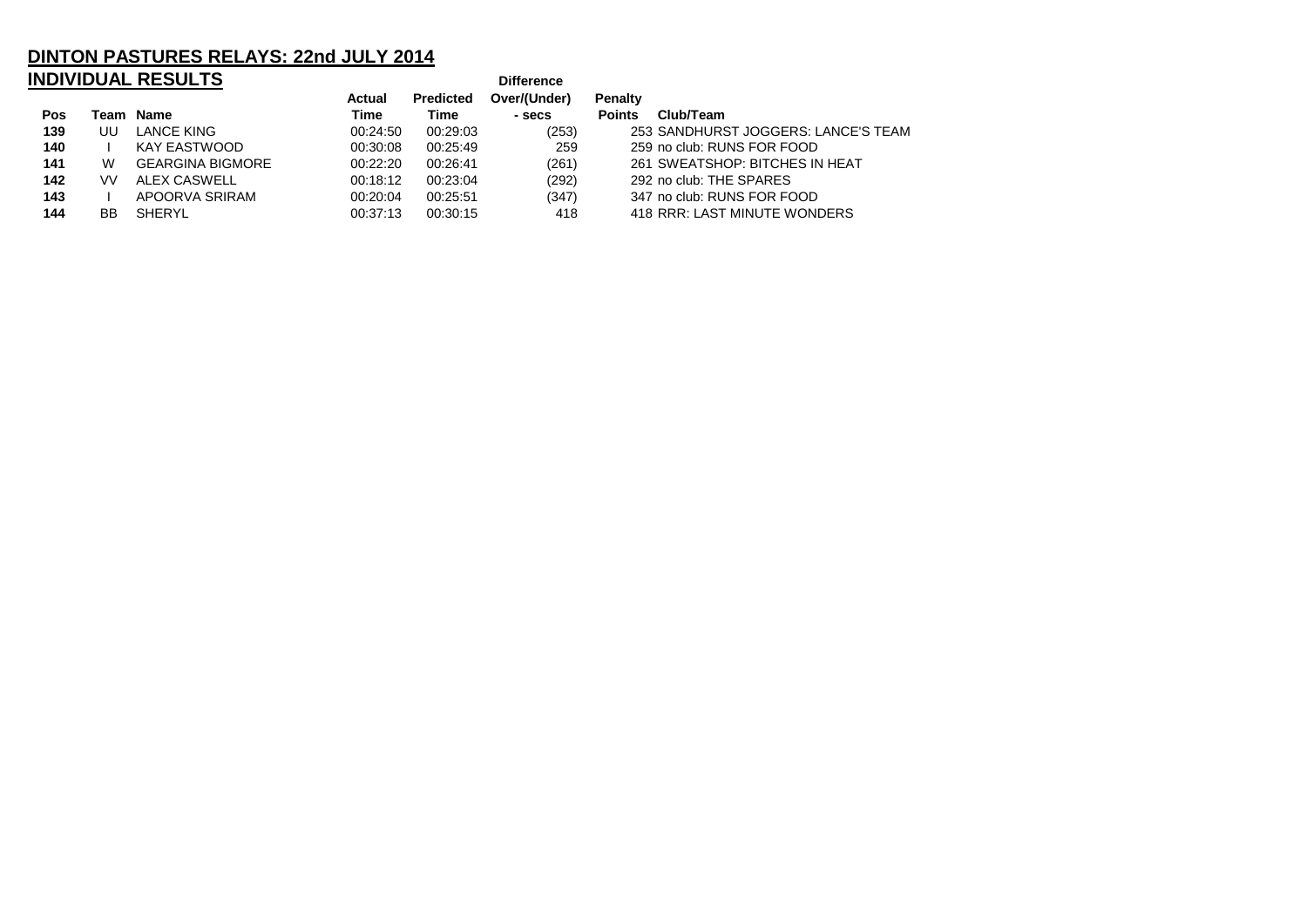## DINTON PASTURES RELAYS: 22nd JULY 2014

## INDIVIDUAL RESULTS

| Pos | Team | Name | Actual Time | Predicted Time | Difference Over/(Under) - secs | Penalty Points | Club/Team |
|---|---|---|---|---|---|---|---|
| 139 | UU | LANCE KING | 00:24:50 | 00:29:03 | (253) | 253 | SANDHURST JOGGERS: LANCE'S TEAM |
| 140 | I | KAY EASTWOOD | 00:30:08 | 00:25:49 | 259 | 259 | no club: RUNS FOR FOOD |
| 141 | W | GEARGINA BIGMORE | 00:22:20 | 00:26:41 | (261) | 261 | SWEATSHOP: BITCHES IN HEAT |
| 142 | VV | ALEX CASWELL | 00:18:12 | 00:23:04 | (292) | 292 | no club: THE SPARES |
| 143 | I | APOORVA SRIRAM | 00:20:04 | 00:25:51 | (347) | 347 | no club: RUNS FOR FOOD |
| 144 | BB | SHERYL | 00:37:13 | 00:30:15 | 418 | 418 | RRR: LAST MINUTE WONDERS |